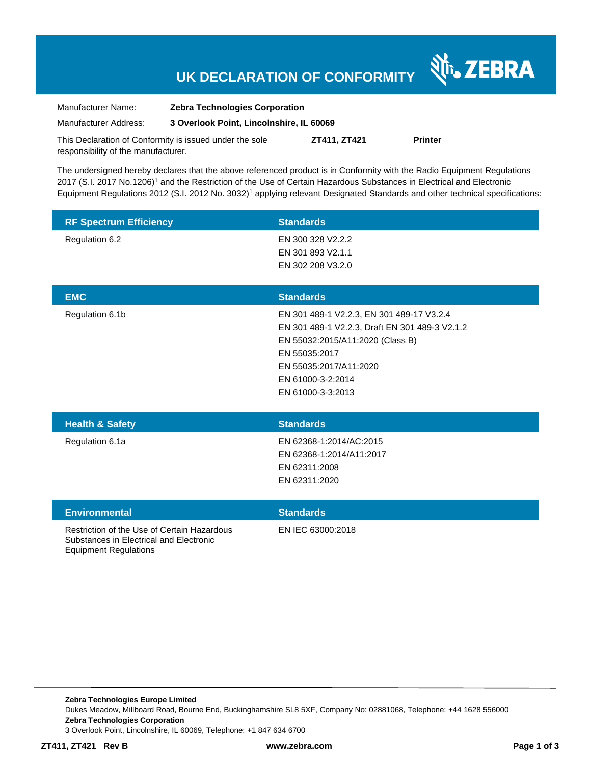# UK DECLARATION OF CONFORMITY

ZEBRA

| | | | |
|---|---|---|---|
| Manufacturer Name: | **Zebra Technologies Corporation** | | |
| Manufacturer Address: | **3 Overlook Point, Lincolnshire, IL 60069** | | |
| This Declaration of Conformity is issued under the sole responsibility of the manufacturer. | | **ZT411, ZT421** | **Printer** |

The undersigned hereby declares that the above referenced product is in Conformity with the Radio Equipment Regulations 2017 (S.I. 2017 No.1206)[1] and the Restriction of the Use of Certain Hazardous Substances in Electrical and Electronic Equipment Regulations 2012 (S.I. 2012 No. 3032)[1] applying relevant Designated Standards and other technical specifications:

| RF Spectrum Efficiency | Standards |
|---|---|
| Regulation 6.2 | EN 300 328 V2.2.2<br>EN 301 893 V2.1.1<br>EN 302 208 V3.2.0 |

| EMC | Standards |
|---|---|
| Regulation 6.1b | EN 301 489-1 V2.2.3, EN 301 489-17 V3.2.4<br>EN 301 489-1 V2.2.3, Draft EN 301 489-3 V2.1.2<br>EN 55032:2015/A11:2020 (Class B)<br>EN 55035:2017<br>EN 55035:2017/A11:2020<br>EN 61000-3-2:2014<br>EN 61000-3-3:2013 |

| Health & Safety | Standards |
|---|---|
| Regulation 6.1a | EN 62368-1:2014/AC:2015<br>EN 62368-1:2014/A11:2017<br>EN 62311:2008<br>EN 62311:2020 |

| Environmental | Standards |
|---|---|
| Restriction of the Use of Certain Hazardous Substances in Electrical and Electronic Equipment Regulations | EN IEC 63000:2018 |

**Zebra Technologies Europe Limited**
Dukes Meadow, Millboard Road, Bourne End, Buckinghamshire SL8 5XF, Company No: 02881068, Telephone: +44 1628 556000
**Zebra Technologies Corporation**
3 Overlook Point, Lincolnshire, IL 60069, Telephone: +1 847 634 6700

**ZT411, ZT421 Rev B** **www.zebra.com**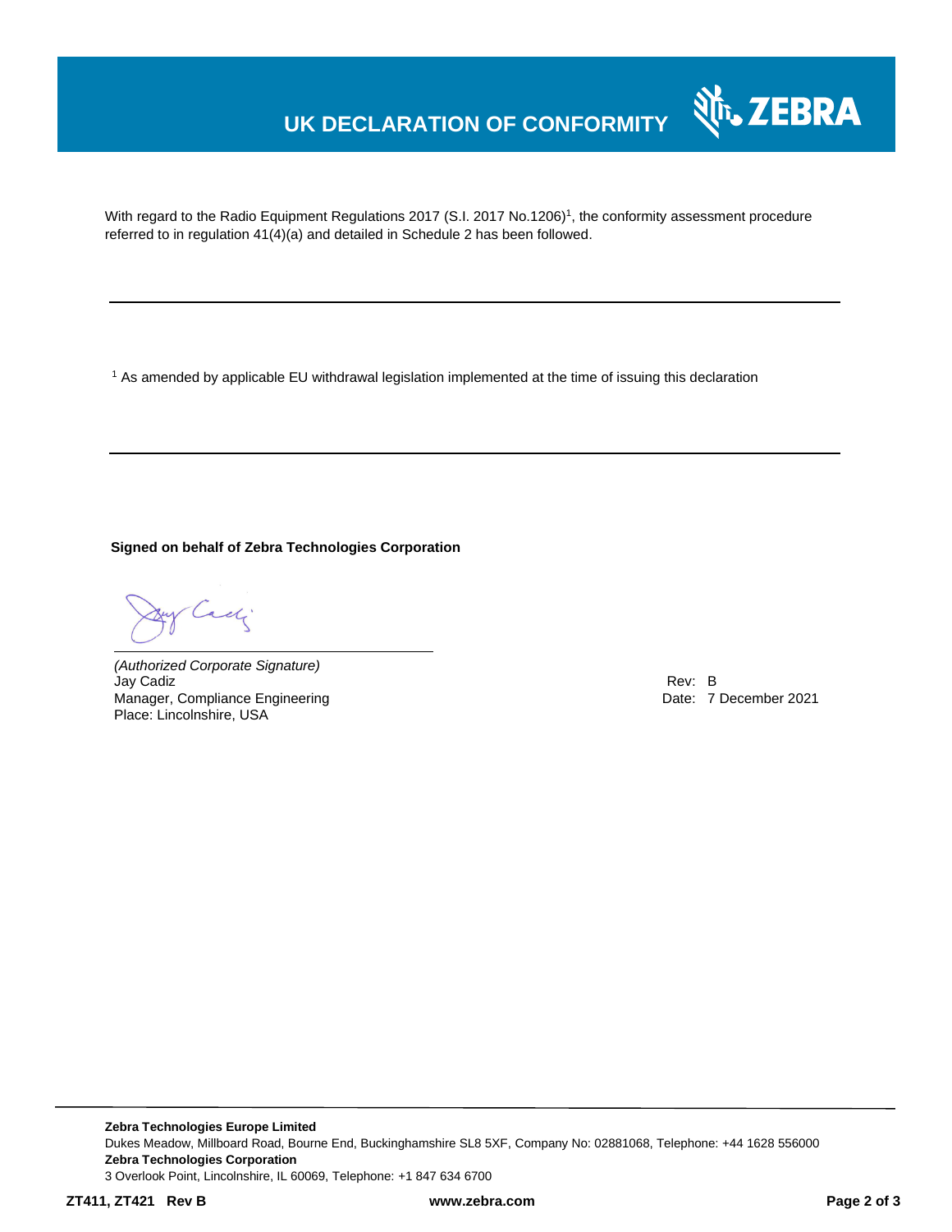# UK DECLARATION OF CONFORMITY

With regard to the Radio Equipment Regulations 2017 (S.I. 2017 No.1206)[1], the conformity assessment procedure referred to in regulation 41(4)(a) and detailed in Schedule 2 has been followed.

---

[1] As amended by applicable EU withdrawal legislation implemented at the time of issuing this declaration

---

**Signed on behalf of Zebra Technologies Corporation**

*(Authorized Corporate Signature)*
Jay Cadiz
Manager, Compliance Engineering
Place: Lincolnshire, USA

Rev: B
Date: 7 December 2021

**Zebra Technologies Europe Limited**
Dukes Meadow, Millboard Road, Bourne End, Buckinghamshire SL8 5XF, Company No: 02881068, Telephone: +44 1628 556000
**Zebra Technologies Corporation**
3 Overlook Point, Lincolnshire, IL 60069, Telephone: +1 847 634 6700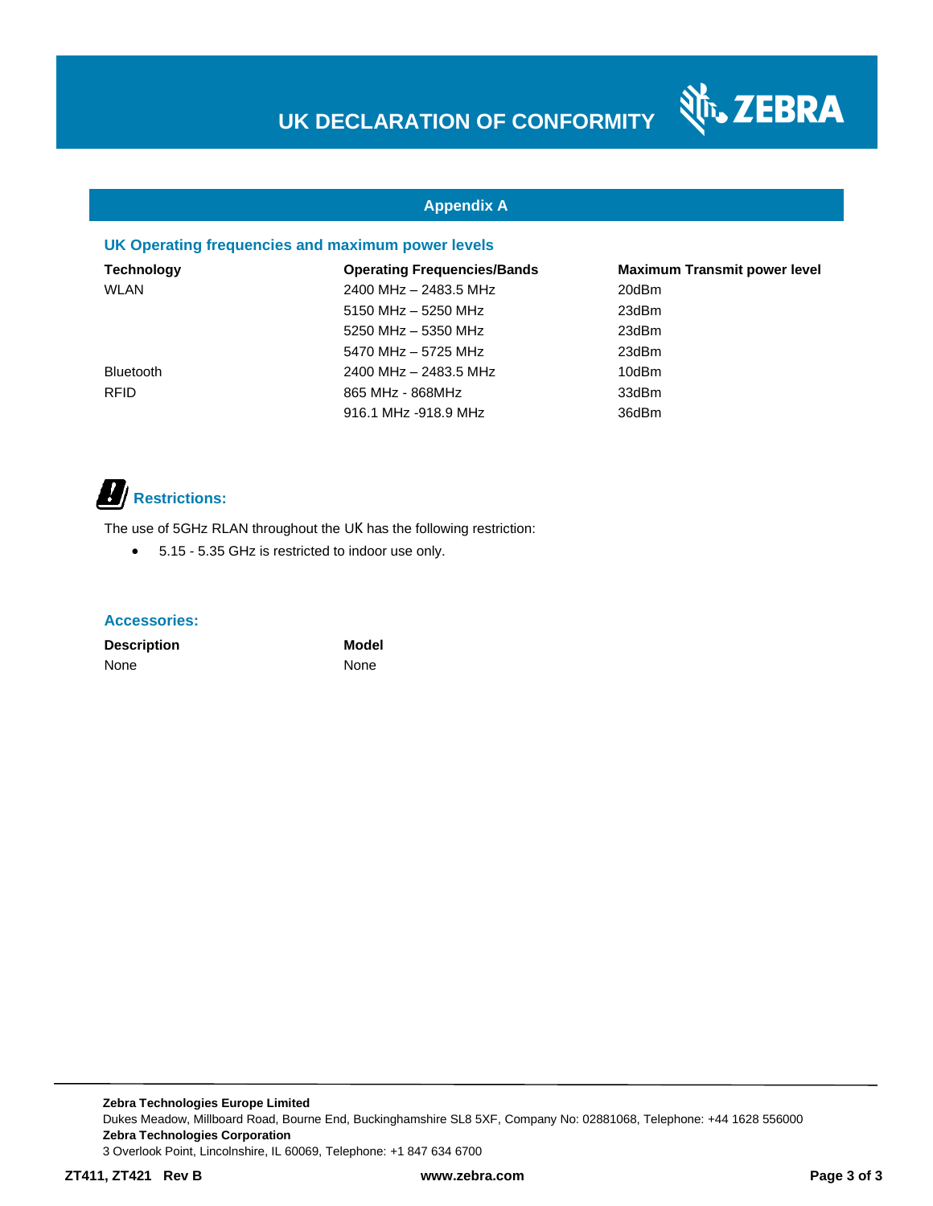# UK DECLARATION OF CONFORMITY

## Appendix A

### UK Operating frequencies and maximum power levels

| Technology | Operating Frequencies/Bands | Maximum Transmit power level |
|---|---|---|
| WLAN | 2400 MHz – 2483.5 MHz | 20dBm |
| | 5150 MHz – 5250 MHz | 23dBm |
| | 5250 MHz – 5350 MHz | 23dBm |
| | 5470 MHz – 5725 MHz | 23dBm |
| Bluetooth | 2400 MHz – 2483.5 MHz | 10dBm |
| RFID | 865 MHz - 868MHz | 33dBm |
| | 916.1 MHz -918.9 MHz | 36dBm |

### Restrictions:

The use of 5GHz RLAN throughout the UK has the following restriction:

- 5.15 - 5.35 GHz is restricted to indoor use only.

### Accessories:

| Description | Model |
|---|---|
| None | None |

**Zebra Technologies Europe Limited**
Dukes Meadow, Millboard Road, Bourne End, Buckinghamshire SL8 5XF, Company No: 02881068, Telephone: +44 1628 556000
**Zebra Technologies Corporation**
3 Overlook Point, Lincolnshire, IL 60069, Telephone: +1 847 634 6700

**ZT411, ZT421 Rev B** **www.zebra.com**